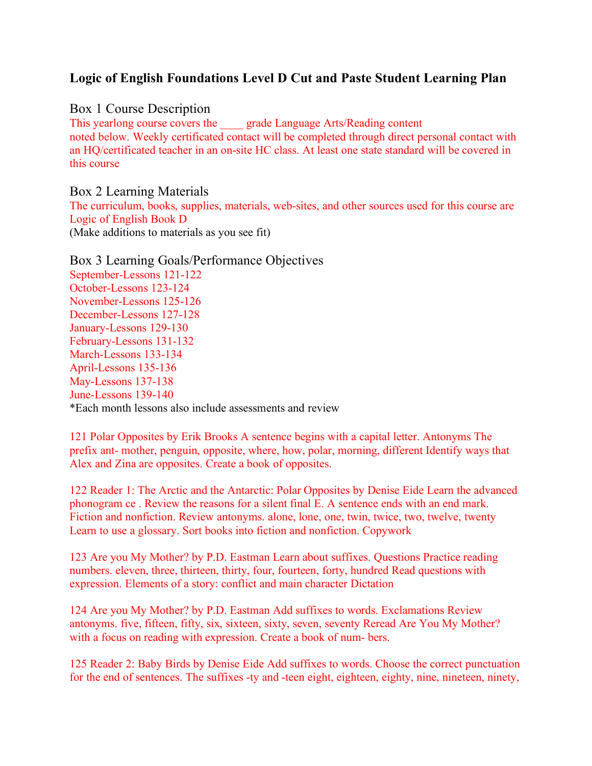# Logic of English Foundations Level D Cut and Paste Student Learning Plan

## Box 1 Course Description

This yearlong course covers the ____ grade Language Arts/Reading content noted below. Weekly certificated contact will be completed through direct personal contact with an HQ/certificated teacher in an on-site HC class. At least one state standard will be covered in this course

## Box 2 Learning Materials

The curriculum, books, supplies, materials, web-sites, and other sources used for this course are Logic of English Book D
(Make additions to materials as you see fit)

## Box 3 Learning Goals/Performance Objectives

September-Lessons 121-122
October-Lessons 123-124
November-Lessons 125-126
December-Lessons 127-128
January-Lessons 129-130
February-Lessons 131-132
March-Lessons 133-134
April-Lessons 135-136
May-Lessons 137-138
June-Lessons 139-140
*Each month lessons also include assessments and review

121 Polar Opposites by Erik Brooks A sentence begins with a capital letter. Antonyms The prefix ant- mother, penguin, opposite, where, how, polar, morning, different Identify ways that Alex and Zina are opposites. Create a book of opposites.

122 Reader 1: The Arctic and the Antarctic: Polar Opposites by Denise Eide Learn the advanced phonogram ce . Review the reasons for a silent final E. A sentence ends with an end mark. Fiction and nonfiction. Review antonyms. alone, lone, one, twin, twice, two, twelve, twenty Learn to use a glossary. Sort books into fiction and nonfiction. Copywork

123 Are you My Mother? by P.D. Eastman Learn about suffixes. Questions Practice reading numbers. eleven, three, thirteen, thirty, four, fourteen, forty, hundred Read questions with expression. Elements of a story: conflict and main character Dictation

124 Are you My Mother? by P.D. Eastman Add suffixes to words. Exclamations Review antonyms. five, fifteen, fifty, six, sixteen, sixty, seven, seventy Reread Are You My Mother? with a focus on reading with expression. Create a book of num- bers.

125 Reader 2: Baby Birds by Denise Eide Add suffixes to words. Choose the correct punctuation for the end of sentences. The suffixes -ty and -teen eight, eighteen, eighty, nine, nineteen, ninety,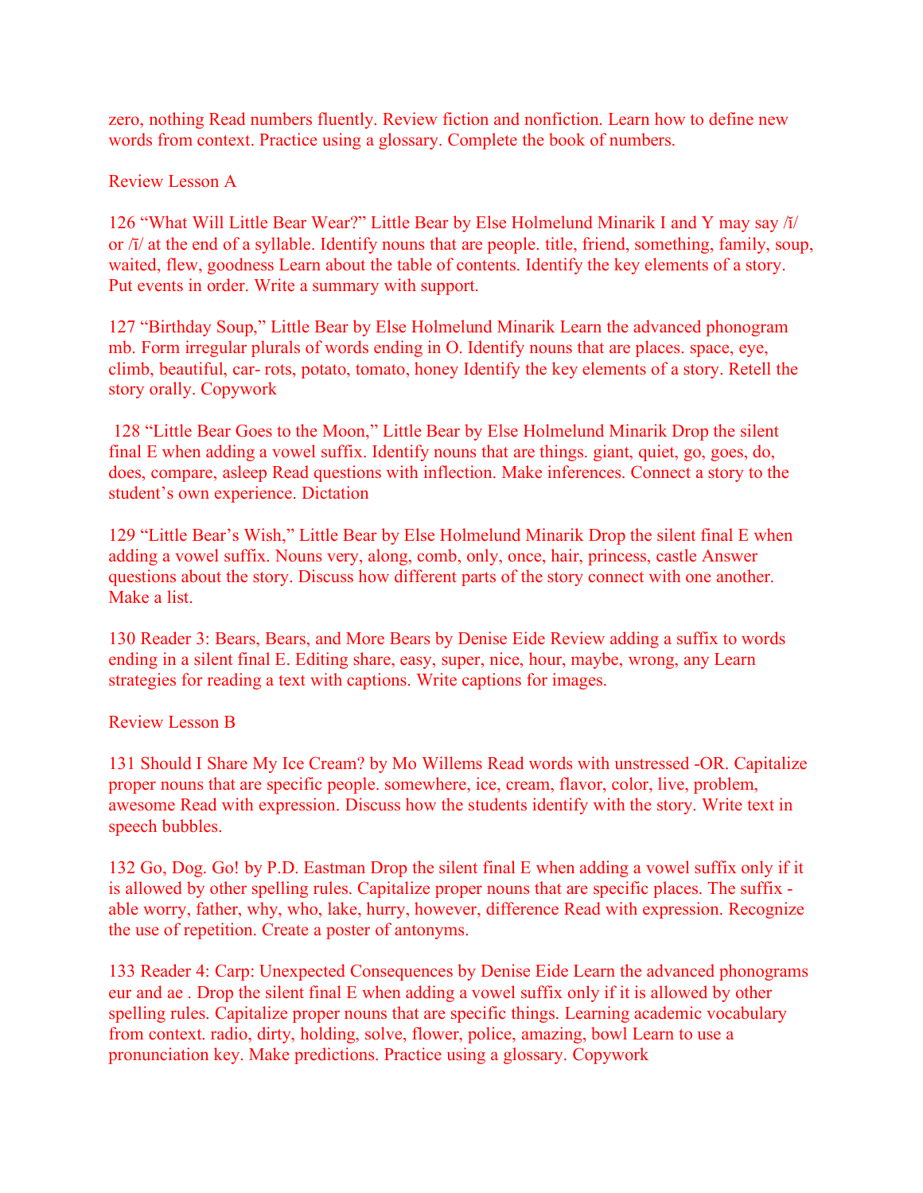zero, nothing Read numbers fluently. Review fiction and nonfiction. Learn how to define new words from context. Practice using a glossary. Complete the book of numbers.

Review Lesson A

126 “What Will Little Bear Wear?” Little Bear by Else Holmelund Minarik I and Y may say /ĭ/ or /ī/ at the end of a syllable. Identify nouns that are people. title, friend, something, family, soup, waited, flew, goodness Learn about the table of contents. Identify the key elements of a story. Put events in order. Write a summary with support.

127 “Birthday Soup,” Little Bear by Else Holmelund Minarik Learn the advanced phonogram mb. Form irregular plurals of words ending in O. Identify nouns that are places. space, eye, climb, beautiful, car- rots, potato, tomato, honey Identify the key elements of a story. Retell the story orally. Copywork

128 “Little Bear Goes to the Moon,” Little Bear by Else Holmelund Minarik Drop the silent final E when adding a vowel suffix. Identify nouns that are things. giant, quiet, go, goes, do, does, compare, asleep Read questions with inflection. Make inferences. Connect a story to the student’s own experience. Dictation

129 “Little Bear’s Wish,” Little Bear by Else Holmelund Minarik Drop the silent final E when adding a vowel suffix. Nouns very, along, comb, only, once, hair, princess, castle Answer questions about the story. Discuss how different parts of the story connect with one another. Make a list.

130 Reader 3: Bears, Bears, and More Bears by Denise Eide Review adding a suffix to words ending in a silent final E. Editing share, easy, super, nice, hour, maybe, wrong, any Learn strategies for reading a text with captions. Write captions for images.

Review Lesson B

131 Should I Share My Ice Cream? by Mo Willems Read words with unstressed -OR. Capitalize proper nouns that are specific people. somewhere, ice, cream, flavor, color, live, problem, awesome Read with expression. Discuss how the students identify with the story. Write text in speech bubbles.

132 Go, Dog. Go! by P.D. Eastman Drop the silent final E when adding a vowel suffix only if it is allowed by other spelling rules. Capitalize proper nouns that are specific places. The suffix -able worry, father, why, who, lake, hurry, however, difference Read with expression. Recognize the use of repetition. Create a poster of antonyms.

133 Reader 4: Carp: Unexpected Consequences by Denise Eide Learn the advanced phonograms eur and ae . Drop the silent final E when adding a vowel suffix only if it is allowed by other spelling rules. Capitalize proper nouns that are specific things. Learning academic vocabulary from context. radio, dirty, holding, solve, flower, police, amazing, bowl Learn to use a pronunciation key. Make predictions. Practice using a glossary. Copywork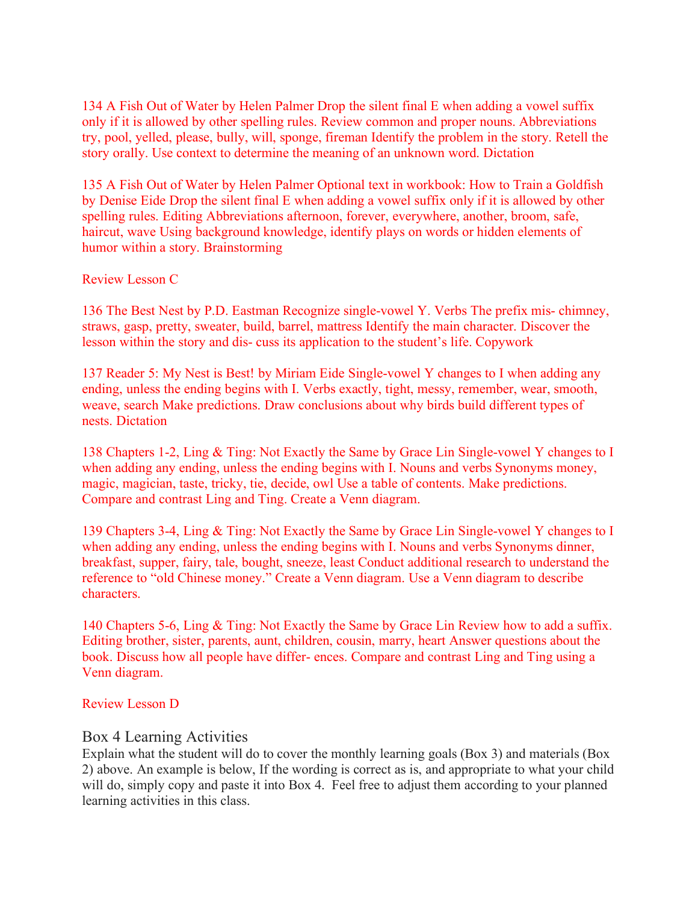134 A Fish Out of Water by Helen Palmer Drop the silent final E when adding a vowel suffix only if it is allowed by other spelling rules. Review common and proper nouns. Abbreviations try, pool, yelled, please, bully, will, sponge, fireman Identify the problem in the story. Retell the story orally. Use context to determine the meaning of an unknown word. Dictation

135 A Fish Out of Water by Helen Palmer Optional text in workbook: How to Train a Goldfish by Denise Eide Drop the silent final E when adding a vowel suffix only if it is allowed by other spelling rules. Editing Abbreviations afternoon, forever, everywhere, another, broom, safe, haircut, wave Using background knowledge, identify plays on words or hidden elements of humor within a story. Brainstorming

Review Lesson C

136 The Best Nest by P.D. Eastman Recognize single-vowel Y. Verbs The prefix mis- chimney, straws, gasp, pretty, sweater, build, barrel, mattress Identify the main character. Discover the lesson within the story and dis- cuss its application to the student's life. Copywork

137 Reader 5: My Nest is Best! by Miriam Eide Single-vowel Y changes to I when adding any ending, unless the ending begins with I. Verbs exactly, tight, messy, remember, wear, smooth, weave, search Make predictions. Draw conclusions about why birds build different types of nests. Dictation

138 Chapters 1-2, Ling & Ting: Not Exactly the Same by Grace Lin Single-vowel Y changes to I when adding any ending, unless the ending begins with I. Nouns and verbs Synonyms money, magic, magician, taste, tricky, tie, decide, owl Use a table of contents. Make predictions. Compare and contrast Ling and Ting. Create a Venn diagram.

139 Chapters 3-4, Ling & Ting: Not Exactly the Same by Grace Lin Single-vowel Y changes to I when adding any ending, unless the ending begins with I. Nouns and verbs Synonyms dinner, breakfast, supper, fairy, tale, bought, sneeze, least Conduct additional research to understand the reference to "old Chinese money." Create a Venn diagram. Use a Venn diagram to describe characters.

140 Chapters 5-6, Ling & Ting: Not Exactly the Same by Grace Lin Review how to add a suffix. Editing brother, sister, parents, aunt, children, cousin, marry, heart Answer questions about the book. Discuss how all people have differ- ences. Compare and contrast Ling and Ting using a Venn diagram.

Review Lesson D

## Box 4 Learning Activities

Explain what the student will do to cover the monthly learning goals (Box 3) and materials (Box 2) above. An example is below, If the wording is correct as is, and appropriate to what your child will do, simply copy and paste it into Box 4. Feel free to adjust them according to your planned learning activities in this class.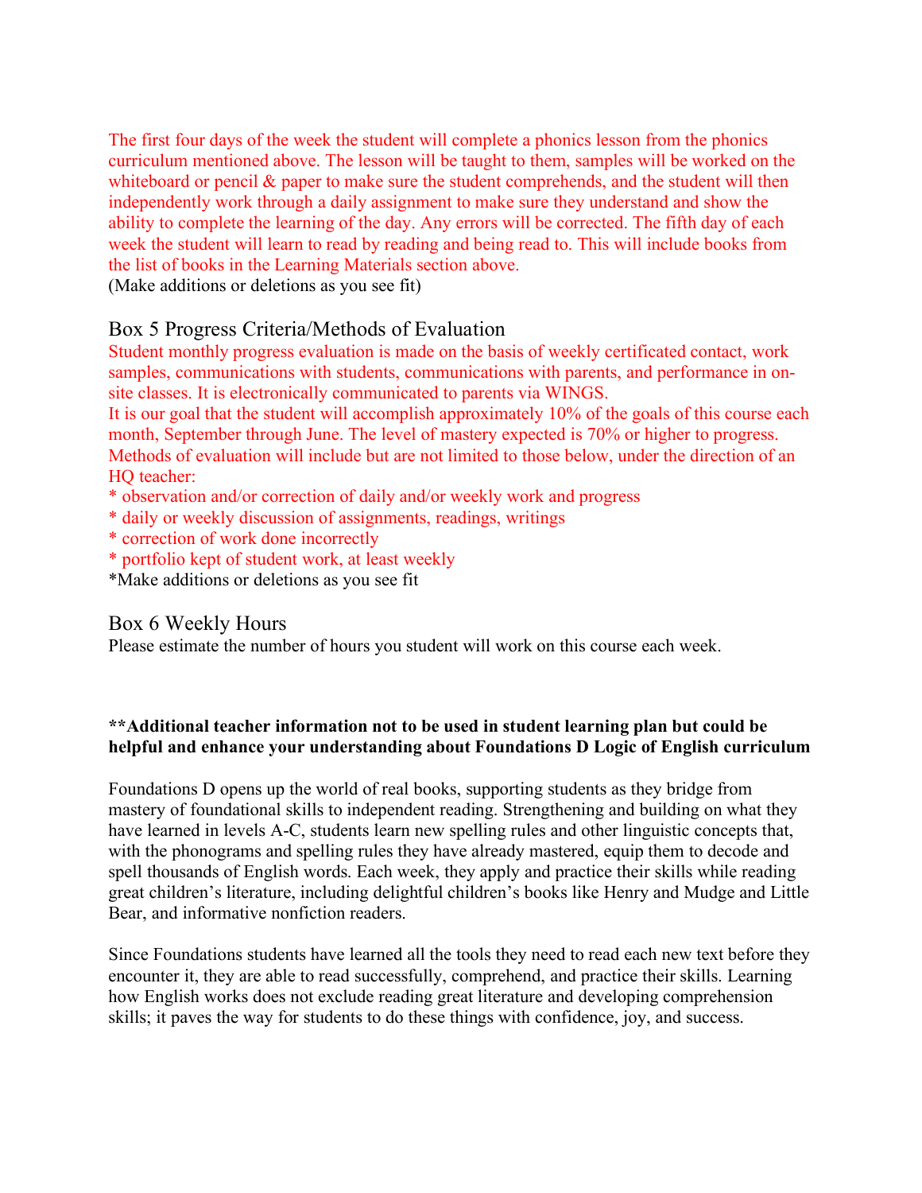The first four days of the week the student will complete a phonics lesson from the phonics curriculum mentioned above. The lesson will be taught to them, samples will be worked on the whiteboard or pencil & paper to make sure the student comprehends, and the student will then independently work through a daily assignment to make sure they understand and show the ability to complete the learning of the day. Any errors will be corrected. The fifth day of each week the student will learn to read by reading and being read to. This will include books from the list of books in the Learning Materials section above.
(Make additions or deletions as you see fit)

## Box 5 Progress Criteria/Methods of Evaluation

Student monthly progress evaluation is made on the basis of weekly certificated contact, work samples, communications with students, communications with parents, and performance in on-site classes. It is electronically communicated to parents via WINGS.
It is our goal that the student will accomplish approximately 10% of the goals of this course each month, September through June. The level of mastery expected is 70% or higher to progress.
Methods of evaluation will include but are not limited to those below, under the direction of an HQ teacher:

* observation and/or correction of daily and/or weekly work and progress
* daily or weekly discussion of assignments, readings, writings
* correction of work done incorrectly
* portfolio kept of student work, at least weekly

*Make additions or deletions as you see fit

## Box 6 Weekly Hours

Please estimate the number of hours you student will work on this course each week.

**\*\*Additional teacher information not to be used in student learning plan but could be helpful and enhance your understanding about Foundations D Logic of English curriculum**

Foundations D opens up the world of real books, supporting students as they bridge from mastery of foundational skills to independent reading. Strengthening and building on what they have learned in levels A-C, students learn new spelling rules and other linguistic concepts that, with the phonograms and spelling rules they have already mastered, equip them to decode and spell thousands of English words. Each week, they apply and practice their skills while reading great children's literature, including delightful children's books like Henry and Mudge and Little Bear, and informative nonfiction readers.

Since Foundations students have learned all the tools they need to read each new text before they encounter it, they are able to read successfully, comprehend, and practice their skills. Learning how English works does not exclude reading great literature and developing comprehension skills; it paves the way for students to do these things with confidence, joy, and success.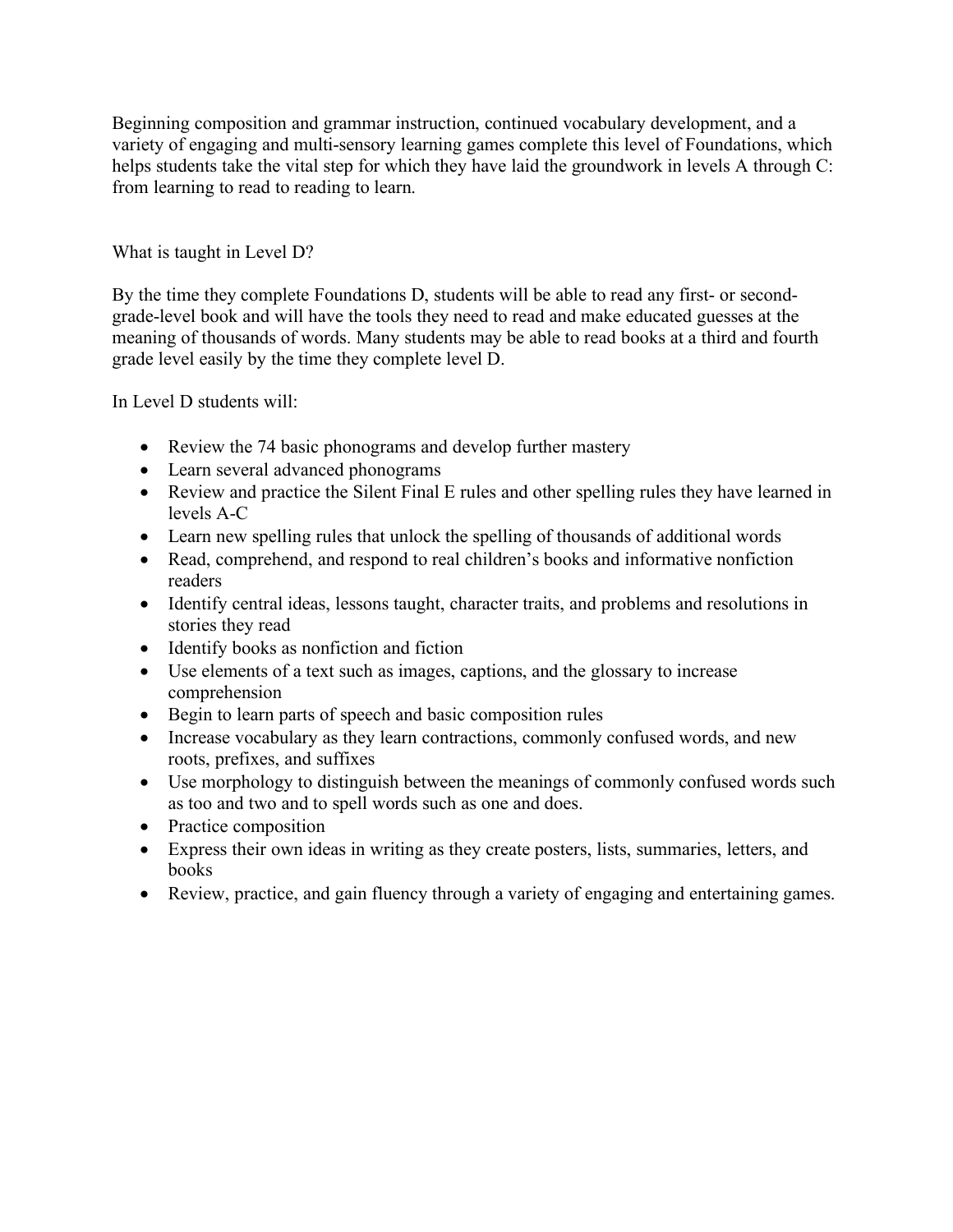Beginning composition and grammar instruction, continued vocabulary development, and a variety of engaging and multi-sensory learning games complete this level of Foundations, which helps students take the vital step for which they have laid the groundwork in levels A through C: from learning to read to reading to learn.

## What is taught in Level D?

By the time they complete Foundations D, students will be able to read any first- or second-grade-level book and will have the tools they need to read and make educated guesses at the meaning of thousands of words. Many students may be able to read books at a third and fourth grade level easily by the time they complete level D.

In Level D students will:

- Review the 74 basic phonograms and develop further mastery
- Learn several advanced phonograms
- Review and practice the Silent Final E rules and other spelling rules they have learned in levels A-C
- Learn new spelling rules that unlock the spelling of thousands of additional words
- Read, comprehend, and respond to real children's books and informative nonfiction readers
- Identify central ideas, lessons taught, character traits, and problems and resolutions in stories they read
- Identify books as nonfiction and fiction
- Use elements of a text such as images, captions, and the glossary to increase comprehension
- Begin to learn parts of speech and basic composition rules
- Increase vocabulary as they learn contractions, commonly confused words, and new roots, prefixes, and suffixes
- Use morphology to distinguish between the meanings of commonly confused words such as too and two and to spell words such as one and does.
- Practice composition
- Express their own ideas in writing as they create posters, lists, summaries, letters, and books
- Review, practice, and gain fluency through a variety of engaging and entertaining games.